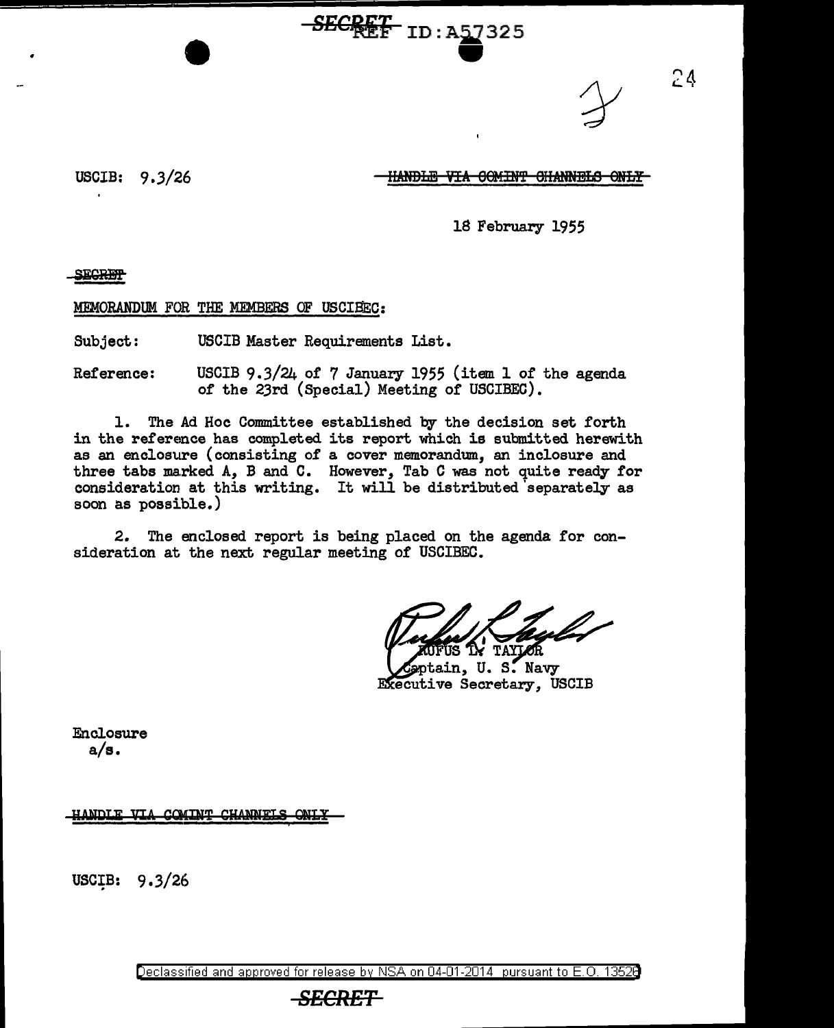SECRET REF ID:A57325

USCIB: 9.3/26

~~HANDLE VIA COMINT CHANNELS ONLY~~

18 February 1955

~~SECRET~~

MEMORANDUM FOR THE MEMBERS OF USCIBEC:

Subject: USCIB Master Requirements List.

Reference: USCIB 9.3/24 of 7 January 1955 (item 1 of the agenda of the 23rd (Special) Meeting of USCIBEC).

1. The Ad Hoc Committee established by the decision set forth in the reference has completed its report which is submitted herewith as an enclosure (consisting of a cover memorandum, an inclosure and three tabs marked A, B and C. However, Tab C was not quite ready for consideration at this writing. It will be distributed separately as soon as possible.)

2. The enclosed report is being placed on the agenda for consideration at the next regular meeting of USCIBEC.

RUFUS L. TAYLOR
Captain, U. S. Navy
Executive Secretary, USCIB

Enclosure
a/s.

~~HANDLE VIA COMINT CHANNELS ONLY~~

USCIB: 9.3/26

Declassified and approved for release by NSA on 04-01-2014 pursuant to E.O. 13526

~~SECRET~~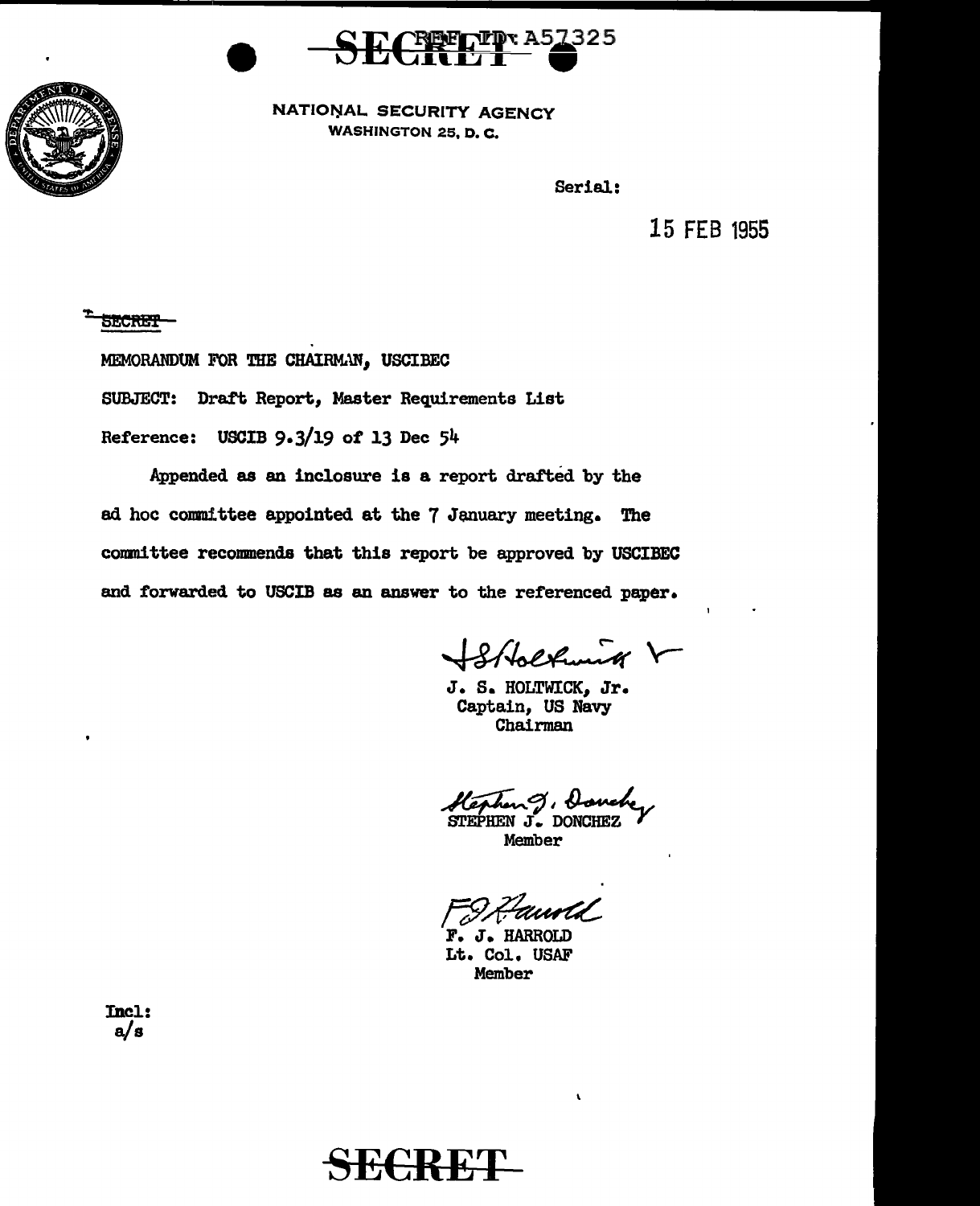SECRET

REF ID: A57325

NATIONAL SECURITY AGENCY
WASHINGTON 25, D. C.

Serial:

15 FEB 1955

SECRET

MEMORANDUM FOR THE CHAIRMAN, USCIBEC

SUBJECT: Draft Report, Master Requirements List

Reference: USCIB 9.3/19 of 13 Dec 54

Appended as an inclosure is a report drafted by the ad hoc committee appointed at the 7 January meeting. The committee recommends that this report be approved by USCIBEC and forwarded to USCIB as an answer to the referenced paper.

J. S. HOLTWICK, Jr.
Captain, US Navy
Chairman

STEPHEN J. DONCHEZ
Member

F. J. HARROLD
Lt. Col. USAF
Member

Incl:
a/s

SECRET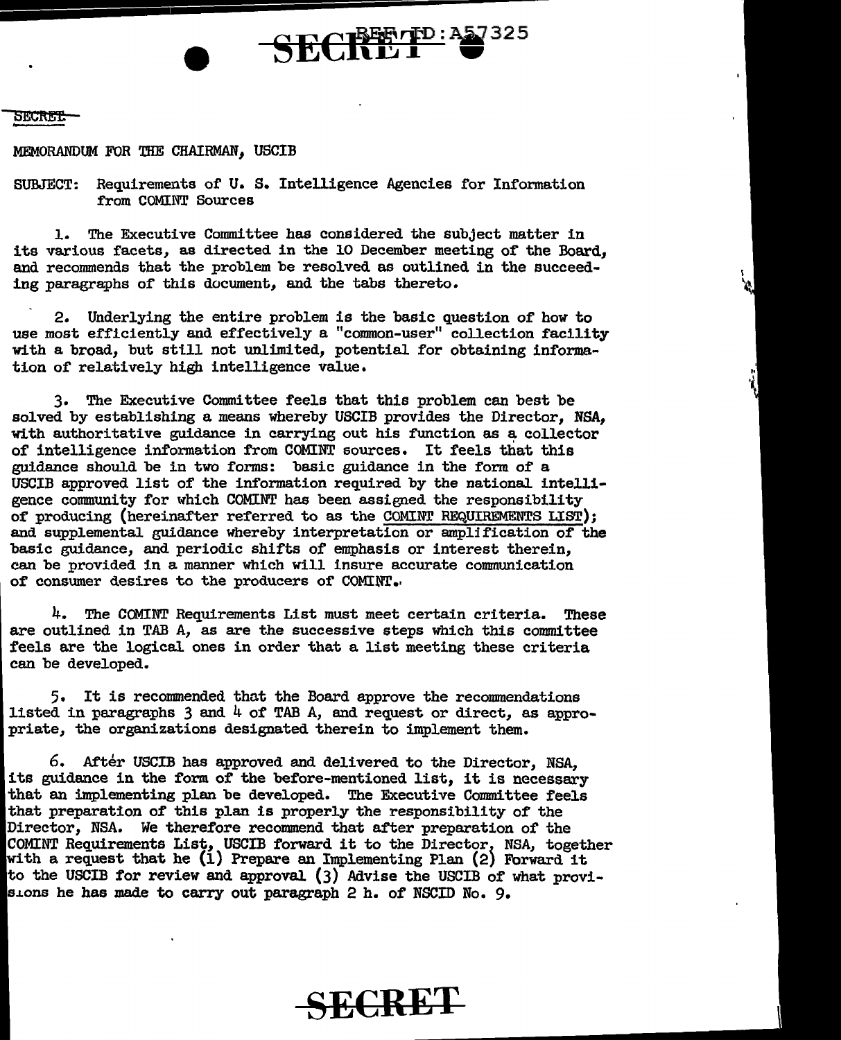SECRET

MEMORANDUM FOR THE CHAIRMAN, USCIB

SUBJECT: Requirements of U. S. Intelligence Agencies for Information from COMINT Sources

1. The Executive Committee has considered the subject matter in its various facets, as directed in the 10 December meeting of the Board, and recommends that the problem be resolved as outlined in the succeeding paragraphs of this document, and the tabs thereto.

2. Underlying the entire problem is the basic question of how to use most efficiently and effectively a "common-user" collection facility with a broad, but still not unlimited, potential for obtaining information of relatively high intelligence value.

3. The Executive Committee feels that this problem can best be solved by establishing a means whereby USCIB provides the Director, NSA, with authoritative guidance in carrying out his function as a collector of intelligence information from COMINT sources. It feels that this guidance should be in two forms: basic guidance in the form of a USCIB approved list of the information required by the national intelligence community for which COMINT has been assigned the responsibility of producing (hereinafter referred to as the COMINT REQUIREMENTS LIST); and supplemental guidance whereby interpretation or amplification of the basic guidance, and periodic shifts of emphasis or interest therein, can be provided in a manner which will insure accurate communication of consumer desires to the producers of COMINT.

4. The COMINT Requirements List must meet certain criteria. These are outlined in TAB A, as are the successive steps which this committee feels are the logical ones in order that a list meeting these criteria can be developed.

5. It is recommended that the Board approve the recommendations listed in paragraphs 3 and 4 of TAB A, and request or direct, as appropriate, the organizations designated therein to implement them.

6. After USCIB has approved and delivered to the Director, NSA, its guidance in the form of the before-mentioned list, it is necessary that an implementing plan be developed. The Executive Committee feels that preparation of this plan is properly the responsibility of the Director, NSA. We therefore recommend that after preparation of the COMINT Requirements List, USCIB forward it to the Director, NSA, together with a request that he (1) Prepare an Implementing Plan (2) Forward it to the USCIB for review and approval (3) Advise the USCIB of what provisions he has made to carry out paragraph 2 h. of NSCID No. 9.

SECRET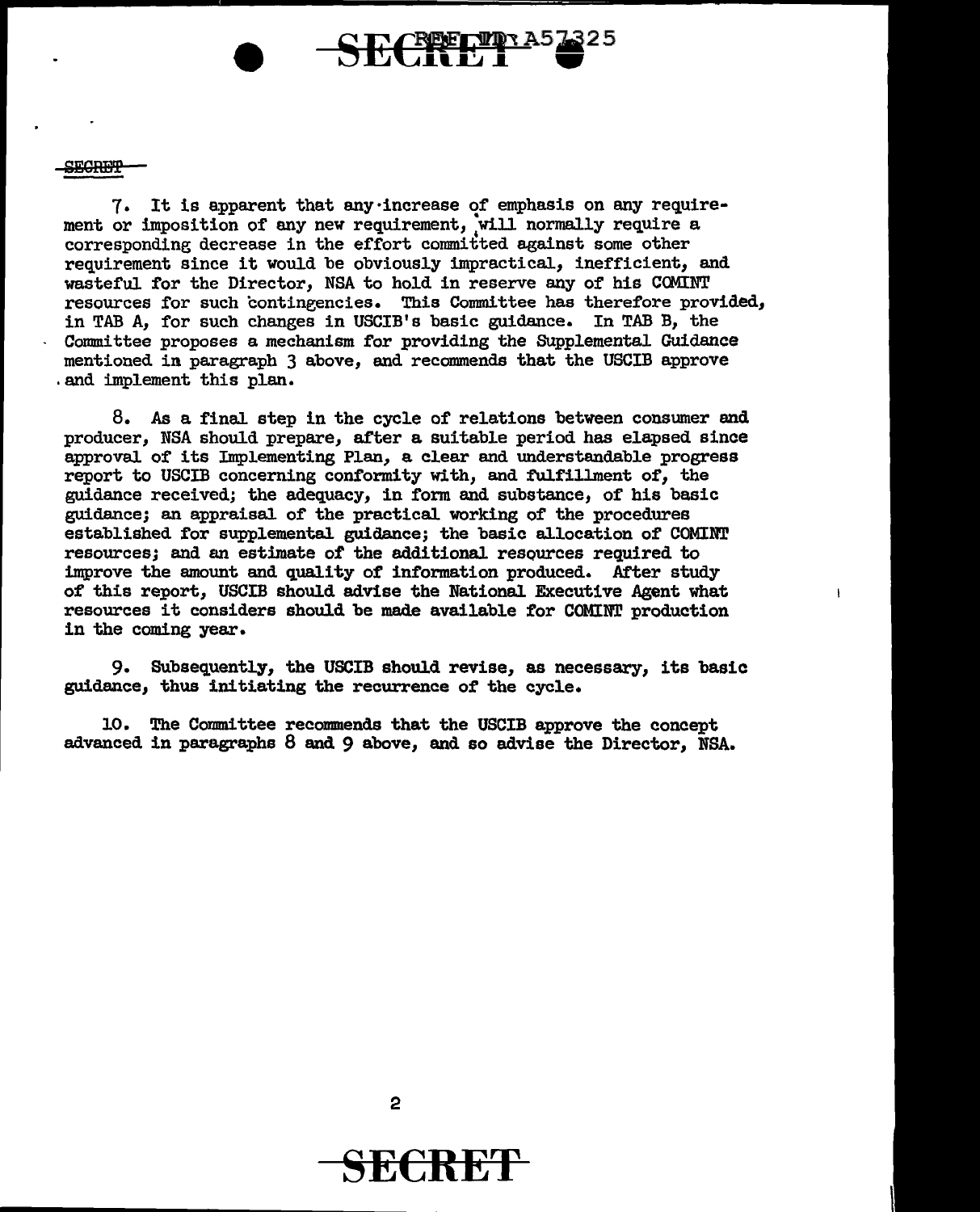7. It is apparent that any increase of emphasis on any requirement or imposition of any new requirement, will normally require a corresponding decrease in the effort committed against some other requirement since it would be obviously impractical, inefficient, and wasteful for the Director, NSA to hold in reserve any of his COMINT resources for such contingencies. This Committee has therefore provided, in TAB A, for such changes in USCIB's basic guidance. In TAB B, the Committee proposes a mechanism for providing the Supplemental Guidance mentioned in paragraph 3 above, and recommends that the USCIB approve and implement this plan.

8. As a final step in the cycle of relations between consumer and producer, NSA should prepare, after a suitable period has elapsed since approval of its Implementing Plan, a clear and understandable progress report to USCIB concerning conformity with, and fulfillment of, the guidance received; the adequacy, in form and substance, of his basic guidance; an appraisal of the practical working of the procedures established for supplemental guidance; the basic allocation of COMINT resources; and an estimate of the additional resources required to improve the amount and quality of information produced. After study of this report, USCIB should advise the National Executive Agent what resources it considers should be made available for COMINT production in the coming year.

9. Subsequently, the USCIB should revise, as necessary, its basic guidance, thus initiating the recurrence of the cycle.

10. The Committee recommends that the USCIB approve the concept advanced in paragraphs 8 and 9 above, and so advise the Director, NSA.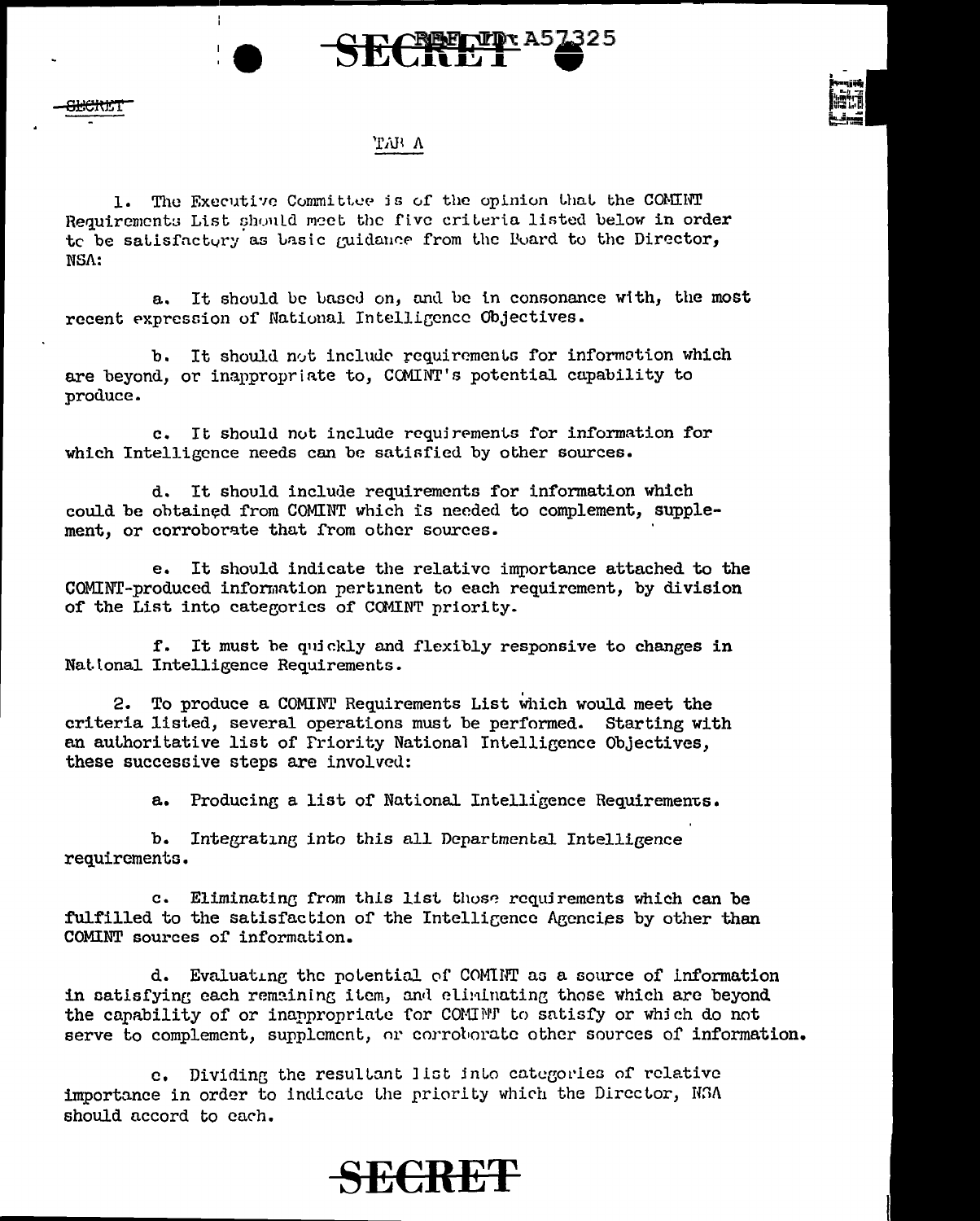TAB A

1. The Executive Committee is of the opinion that the COMINT Requirements List should meet the five criteria listed below in order to be satisfactory as basic guidance from the Board to the Director, NSA:

a. It should be based on, and be in consonance with, the most recent expression of National Intelligence Objectives.

b. It should not include requirements for information which are beyond, or inappropriate to, COMINT's potential capability to produce.

c. It should not include requirements for information for which Intelligence needs can be satisfied by other sources.

d. It should include requirements for information which could be obtained from COMINT which is needed to complement, supplement, or corroborate that from other sources.

e. It should indicate the relative importance attached to the COMINT-produced information pertinent to each requirement, by division of the List into categories of COMINT priority.

f. It must be quickly and flexibly responsive to changes in National Intelligence Requirements.

2. To produce a COMINT Requirements List which would meet the criteria listed, several operations must be performed. Starting with an authoritative list of Priority National Intelligence Objectives, these successive steps are involved:

a. Producing a list of National Intelligence Requirements.

b. Integrating into this all Departmental Intelligence requirements.

c. Eliminating from this list those requirements which can be fulfilled to the satisfaction of the Intelligence Agencies by other than COMINT sources of information.

d. Evaluating the potential of COMINT as a source of information in satisfying each remaining item, and eliminating those which are beyond the capability of or inappropriate for COMINT to satisfy or which do not serve to complement, supplement, or corroborate other sources of information.

e. Dividing the resultant list into categories of relative importance in order to indicate the priority which the Director, NSA should accord to each.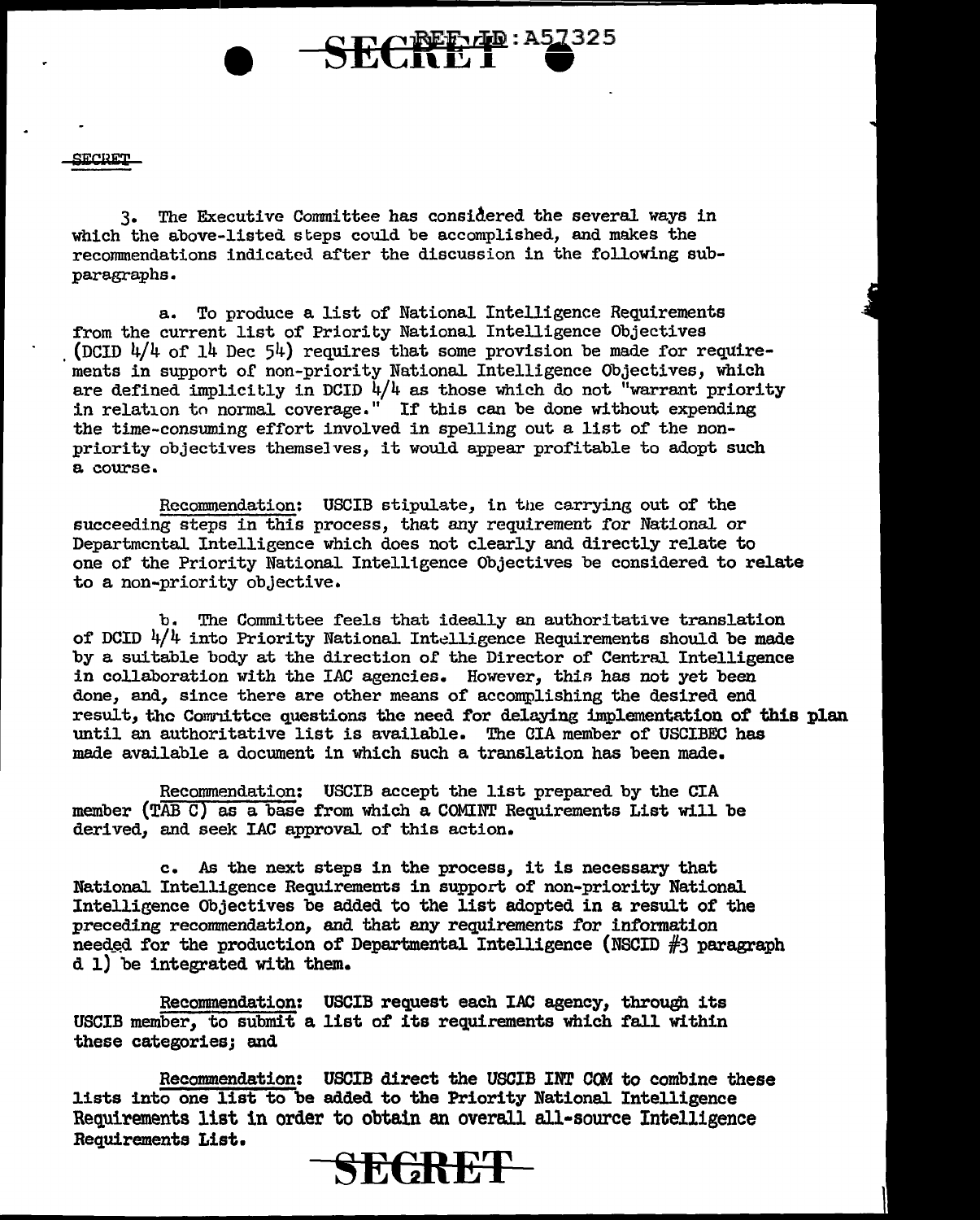3. The Executive Committee has considered the several ways in which the above-listed steps could be accomplished, and makes the recommendations indicated after the discussion in the following sub-paragraphs.

a. To produce a list of National Intelligence Requirements from the current list of Priority National Intelligence Objectives (DCID 4/4 of 14 Dec 54) requires that some provision be made for requirements in support of non-priority National Intelligence Objectives, which are defined implicitly in DCID 4/4 as those which do not "warrant priority in relation to normal coverage." If this can be done without expending the time-consuming effort involved in spelling out a list of the non-priority objectives themselves, it would appear profitable to adopt such a course.

Recommendation: USCIB stipulate, in the carrying out of the succeeding steps in this process, that any requirement for National or Departmental Intelligence which does not clearly and directly relate to one of the Priority National Intelligence Objectives be considered to relate to a non-priority objective.

b. The Committee feels that ideally an authoritative translation of DCID 4/4 into Priority National Intelligence Requirements should be made by a suitable body at the direction of the Director of Central Intelligence in collaboration with the IAC agencies. However, this has not yet been done, and, since there are other means of accomplishing the desired end result, the Committee questions the need for delaying implementation of this plan until an authoritative list is available. The CIA member of USCIBEC has made available a document in which such a translation has been made.

Recommendation: USCIB accept the list prepared by the CIA member (TAB C) as a base from which a COMINT Requirements List will be derived, and seek IAC approval of this action.

c. As the next steps in the process, it is necessary that National Intelligence Requirements in support of non-priority National Intelligence Objectives be added to the list adopted in a result of the preceding recommendation, and that any requirements for information needed for the production of Departmental Intelligence (NSCID #3 paragraph d 1) be integrated with them.

Recommendation: USCIB request each IAC agency, through its USCIB member, to submit a list of its requirements which fall within these categories; and

Recommendation: USCIB direct the USCIB INT COM to combine these lists into one list to be added to the Priority National Intelligence Requirements list in order to obtain an overall all-source Intelligence Requirements List.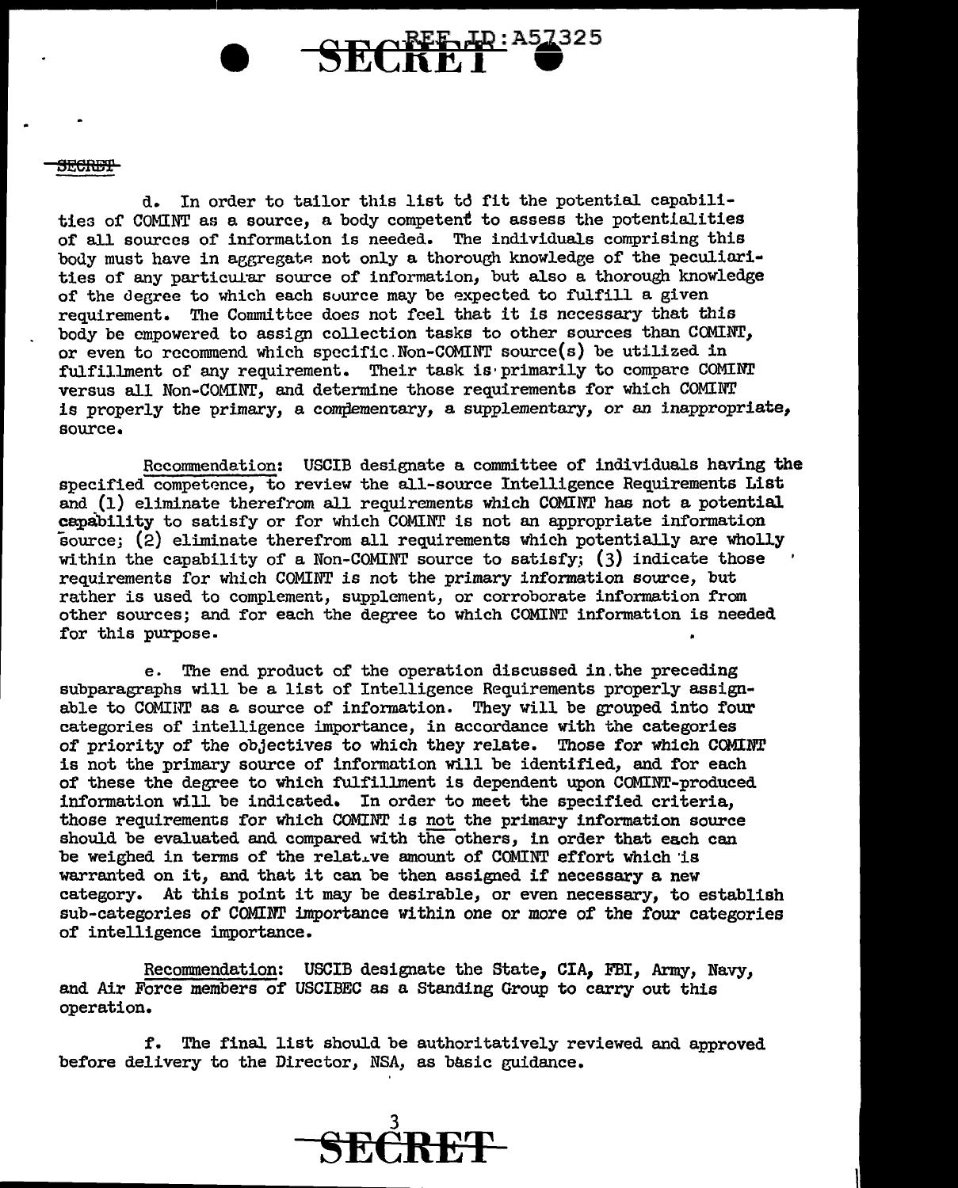d. In order to tailor this list to fit the potential capabilities of COMINT as a source, a body competent to assess the potentialities of all sources of information is needed. The individuals comprising this body must have in aggregate not only a thorough knowledge of the peculiarities of any particular source of information, but also a thorough knowledge of the degree to which each source may be expected to fulfill a given requirement. The Committee does not feel that it is necessary that this body be empowered to assign collection tasks to other sources than COMINT, or even to recommend which specific Non-COMINT source(s) be utilized in fulfillment of any requirement. Their task is primarily to compare COMINT versus all Non-COMINT, and determine those requirements for which COMINT is properly the primary, a complementary, a supplementary, or an inappropriate, source.

Recommendation: USCIB designate a committee of individuals having the specified competence, to review the all-source Intelligence Requirements List and (1) eliminate therefrom all requirements which COMINT has not a potential capability to satisfy or for which COMINT is not an appropriate information source; (2) eliminate therefrom all requirements which potentially are wholly within the capability of a Non-COMINT source to satisfy; (3) indicate those requirements for which COMINT is not the primary information source, but rather is used to complement, supplement, or corroborate information from other sources; and for each the degree to which COMINT information is needed for this purpose.

e. The end product of the operation discussed in the preceding subparagraphs will be a list of Intelligence Requirements properly assignable to COMINT as a source of information. They will be grouped into four categories of intelligence importance, in accordance with the categories of priority of the objectives to which they relate. Those for which COMINT is not the primary source of information will be identified, and for each of these the degree to which fulfillment is dependent upon COMINT-produced information will be indicated. In order to meet the specified criteria, those requirements for which COMINT is not the primary information source should be evaluated and compared with the others, in order that each can be weighed in terms of the relative amount of COMINT effort which is warranted on it, and that it can be then assigned if necessary a new category. At this point it may be desirable, or even necessary, to establish sub-categories of COMINT importance within one or more of the four categories of intelligence importance.

Recommendation: USCIB designate the State, CIA, FBI, Army, Navy, and Air Force members of USCIBEC as a Standing Group to carry out this operation.

f. The final list should be authoritatively reviewed and approved before delivery to the Director, NSA, as basic guidance.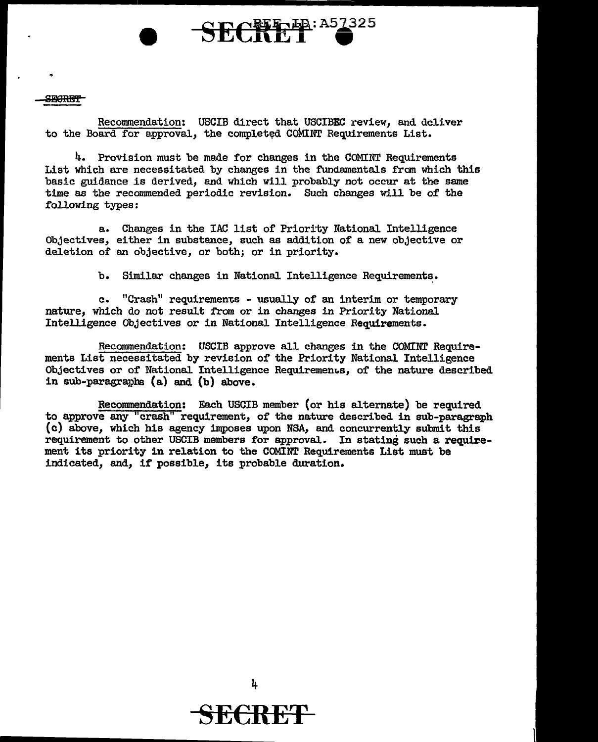Recommendation: USCIB direct that USCIBEC review, and deliver to the Board for approval, the completed COMINT Requirements List.

4. Provision must be made for changes in the COMINT Requirements List which are necessitated by changes in the fundamentals from which this basic guidance is derived, and which will probably not occur at the same time as the recommended periodic revision. Such changes will be of the following types:

a. Changes in the IAC list of Priority National Intelligence Objectives, either in substance, such as addition of a new objective or deletion of an objective, or both; or in priority.

b. Similar changes in National Intelligence Requirements.

c. "Crash" requirements - usually of an interim or temporary nature, which do not result from or in changes in Priority National Intelligence Objectives or in National Intelligence Requirements.

Recommendation: USCIB approve all changes in the COMINT Requirements List necessitated by revision of the Priority National Intelligence Objectives or of National Intelligence Requirements, of the nature described in sub-paragraphs (a) and (b) above.

Recommendation: Each USCIB member (or his alternate) be required to approve any "crash" requirement, of the nature described in sub-paragraph (c) above, which his agency imposes upon NSA, and concurrently submit this requirement to other USCIB members for approval. In stating such a requirement its priority in relation to the COMINT Requirements List must be indicated, and, if possible, its probable duration.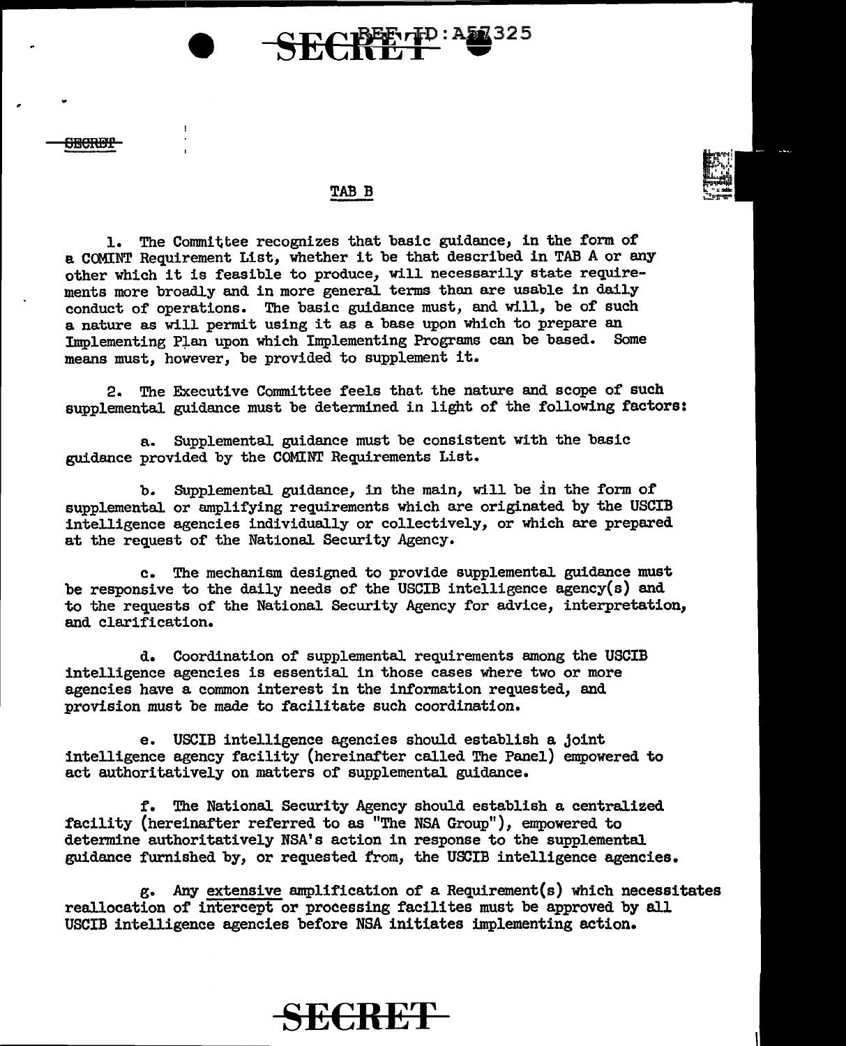SECRET

## TAB B

1. The Committee recognizes that basic guidance, in the form of a COMINT Requirement List, whether it be that described in TAB A or any other which it is feasible to produce, will necessarily state requirements more broadly and in more general terms than are usable in daily conduct of operations. The basic guidance must, and will, be of such a nature as will permit using it as a base upon which to prepare an Implementing Plan upon which Implementing Programs can be based. Some means must, however, be provided to supplement it.

2. The Executive Committee feels that the nature and scope of such supplemental guidance must be determined in light of the following factors:

a. Supplemental guidance must be consistent with the basic guidance provided by the COMINT Requirements List.

b. Supplemental guidance, in the main, will be in the form of supplemental or amplifying requirements which are originated by the USCIB intelligence agencies individually or collectively, or which are prepared at the request of the National Security Agency.

c. The mechanism designed to provide supplemental guidance must be responsive to the daily needs of the USCIB intelligence agency(s) and to the requests of the National Security Agency for advice, interpretation, and clarification.

d. Coordination of supplemental requirements among the USCIB intelligence agencies is essential in those cases where two or more agencies have a common interest in the information requested, and provision must be made to facilitate such coordination.

e. USCIB intelligence agencies should establish a joint intelligence agency facility (hereinafter called The Panel) empowered to act authoritatively on matters of supplemental guidance.

f. The National Security Agency should establish a centralized facility (hereinafter referred to as "The NSA Group"), empowered to determine authoritatively NSA's action in response to the supplemental guidance furnished by, or requested from, the USCIB intelligence agencies.

g. Any extensive amplification of a Requirement(s) which necessitates reallocation of intercept or processing facilites must be approved by all USCIB intelligence agencies before NSA initiates implementing action.

SECRET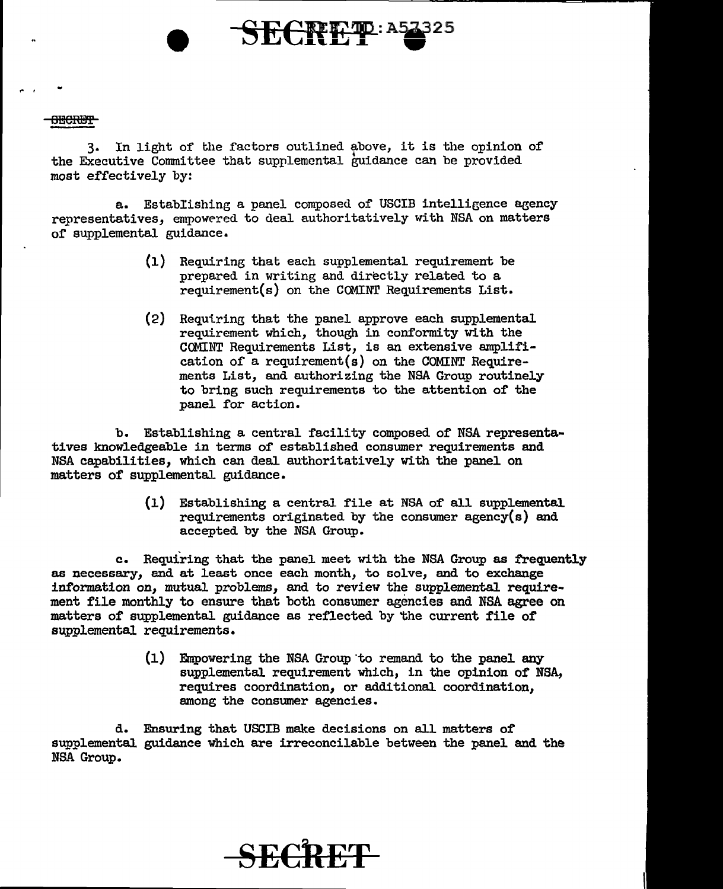SECRET

3. In light of the factors outlined above, it is the opinion of the Executive Committee that supplemental guidance can be provided most effectively by:

a. Establishing a panel composed of USCIB intelligence agency representatives, empowered to deal authoritatively with NSA on matters of supplemental guidance.

(1) Requiring that each supplemental requirement be prepared in writing and directly related to a requirement(s) on the COMINT Requirements List.

(2) Requiring that the panel approve each supplemental requirement which, though in conformity with the COMINT Requirements List, is an extensive amplification of a requirement(s) on the COMINT Requirements List, and authorizing the NSA Group routinely to bring such requirements to the attention of the panel for action.

b. Establishing a central facility composed of NSA representatives knowledgeable in terms of established consumer requirements and NSA capabilities, which can deal authoritatively with the panel on matters of supplemental guidance.

(1) Establishing a central file at NSA of all supplemental requirements originated by the consumer agency(s) and accepted by the NSA Group.

c. Requiring that the panel meet with the NSA Group as frequently as necessary, and at least once each month, to solve, and to exchange information on, mutual problems, and to review the supplemental requirement file monthly to ensure that both consumer agencies and NSA agree on matters of supplemental guidance as reflected by the current file of supplemental requirements.

(1) Empowering the NSA Group to remand to the panel any supplemental requirement which, in the opinion of NSA, requires coordination, or additional coordination, among the consumer agencies.

d. Ensuring that USCIB make decisions on all matters of supplemental guidance which are irreconcilable between the panel and the NSA Group.

SECRET